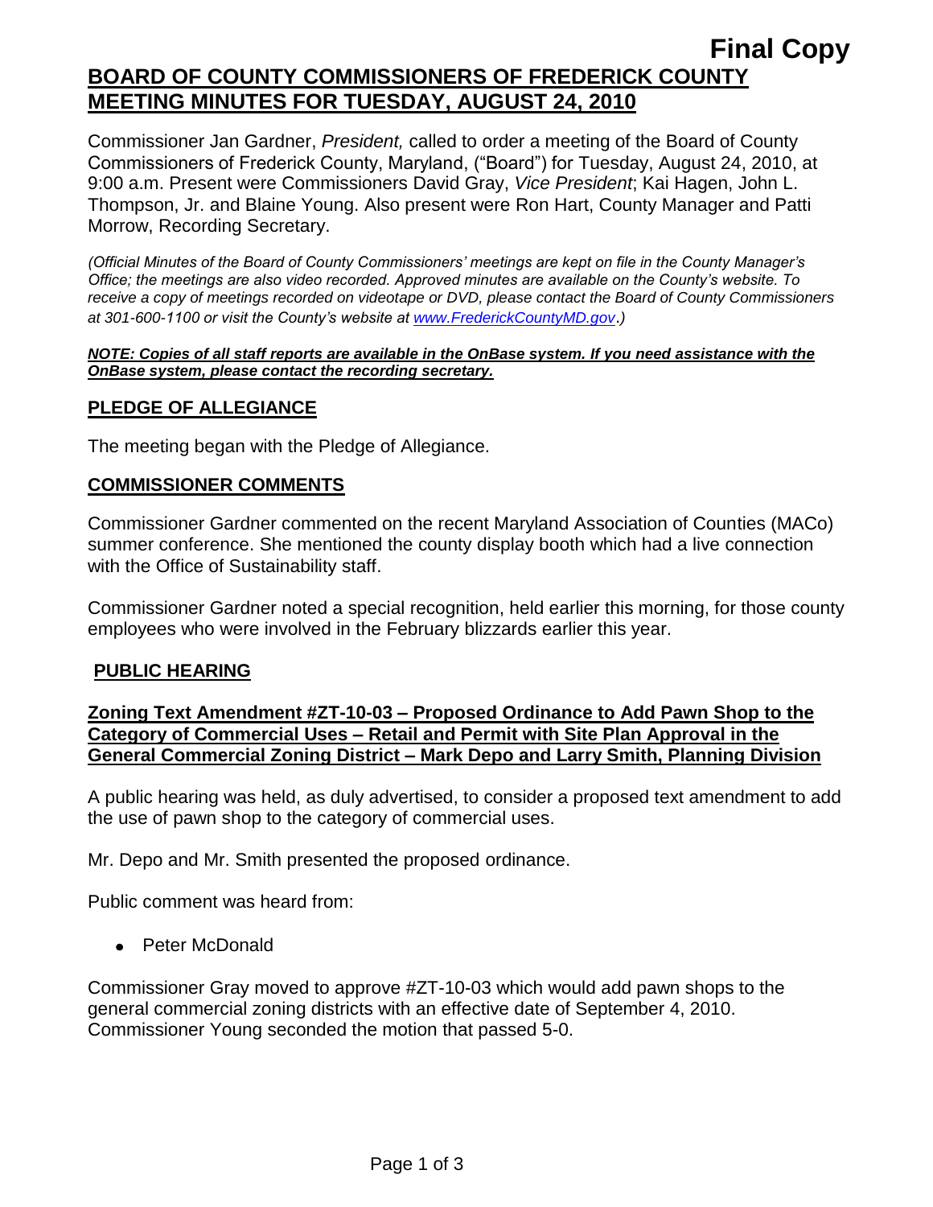**Final Copy**

# BOARD OF COUNTY COMMISSIONERS OF FREDERICK COUNTY MEETING MINUTES FOR TUESDAY, AUGUST 24, 2010

Commissioner Jan Gardner, *President,* called to order a meeting of the Board of County Commissioners of Frederick County, Maryland, ("Board") for Tuesday, August 24, 2010, at 9:00 a.m. Present were Commissioners David Gray, *Vice President*; Kai Hagen, John L. Thompson, Jr. and Blaine Young. Also present were Ron Hart, County Manager and Patti Morrow, Recording Secretary.

*(Official Minutes of the Board of County Commissioners' meetings are kept on file in the County Manager's Office; the meetings are also video recorded. Approved minutes are available on the County's website. To receive a copy of meetings recorded on videotape or DVD, please contact the Board of County Commissioners at 301-600-1100 or visit the County's website at www.FrederickCountyMD.gov.)*

***NOTE: Copies of all staff reports are available in the OnBase system. If you need assistance with the OnBase system, please contact the recording secretary.***

## PLEDGE OF ALLEGIANCE

The meeting began with the Pledge of Allegiance.

## COMMISSIONER COMMENTS

Commissioner Gardner commented on the recent Maryland Association of Counties (MACo) summer conference. She mentioned the county display booth which had a live connection with the Office of Sustainability staff.

Commissioner Gardner noted a special recognition, held earlier this morning, for those county employees who were involved in the February blizzards earlier this year.

## PUBLIC HEARING

### Zoning Text Amendment #ZT-10-03 – Proposed Ordinance to Add Pawn Shop to the Category of Commercial Uses – Retail and Permit with Site Plan Approval in the General Commercial Zoning District – Mark Depo and Larry Smith, Planning Division

A public hearing was held, as duly advertised, to consider a proposed text amendment to add the use of pawn shop to the category of commercial uses.

Mr. Depo and Mr. Smith presented the proposed ordinance.

Public comment was heard from:

- Peter McDonald

Commissioner Gray moved to approve #ZT-10-03 which would add pawn shops to the general commercial zoning districts with an effective date of September 4, 2010. Commissioner Young seconded the motion that passed 5-0.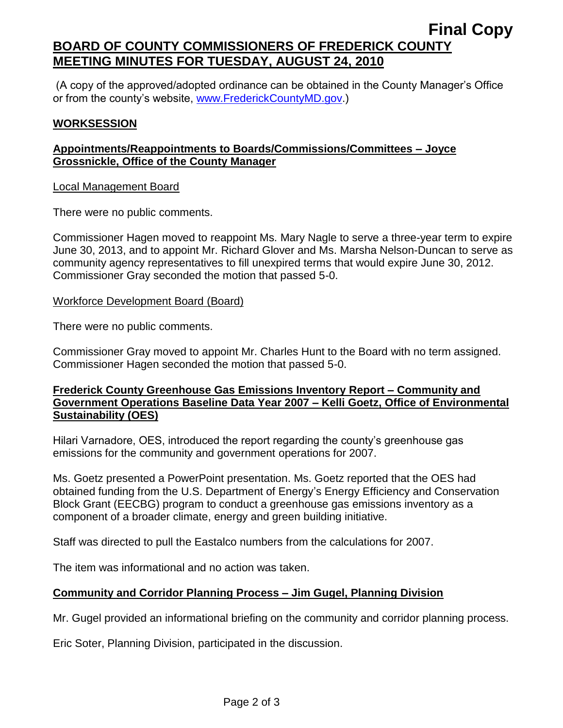**Final Copy**

## BOARD OF COUNTY COMMISSIONERS OF FREDERICK COUNTY MEETING MINUTES FOR TUESDAY, AUGUST 24, 2010

(A copy of the approved/adopted ordinance can be obtained in the County Manager's Office or from the county's website, www.FrederickCountyMD.gov.)

### WORKSESSION

#### Appointments/Reappointments to Boards/Commissions/Committees – Joyce Grossnickle, Office of the County Manager

Local Management Board

There were no public comments.

Commissioner Hagen moved to reappoint Ms. Mary Nagle to serve a three-year term to expire June 30, 2013, and to appoint Mr. Richard Glover and Ms. Marsha Nelson-Duncan to serve as community agency representatives to fill unexpired terms that would expire June 30, 2012. Commissioner Gray seconded the motion that passed 5-0.

Workforce Development Board (Board)

There were no public comments.

Commissioner Gray moved to appoint Mr. Charles Hunt to the Board with no term assigned. Commissioner Hagen seconded the motion that passed 5-0.

#### Frederick County Greenhouse Gas Emissions Inventory Report – Community and Government Operations Baseline Data Year 2007 – Kelli Goetz, Office of Environmental Sustainability (OES)

Hilari Varnadore, OES, introduced the report regarding the county's greenhouse gas emissions for the community and government operations for 2007.

Ms. Goetz presented a PowerPoint presentation. Ms. Goetz reported that the OES had obtained funding from the U.S. Department of Energy's Energy Efficiency and Conservation Block Grant (EECBG) program to conduct a greenhouse gas emissions inventory as a component of a broader climate, energy and green building initiative.

Staff was directed to pull the Eastalco numbers from the calculations for 2007.

The item was informational and no action was taken.

#### Community and Corridor Planning Process – Jim Gugel, Planning Division

Mr. Gugel provided an informational briefing on the community and corridor planning process.

Eric Soter, Planning Division, participated in the discussion.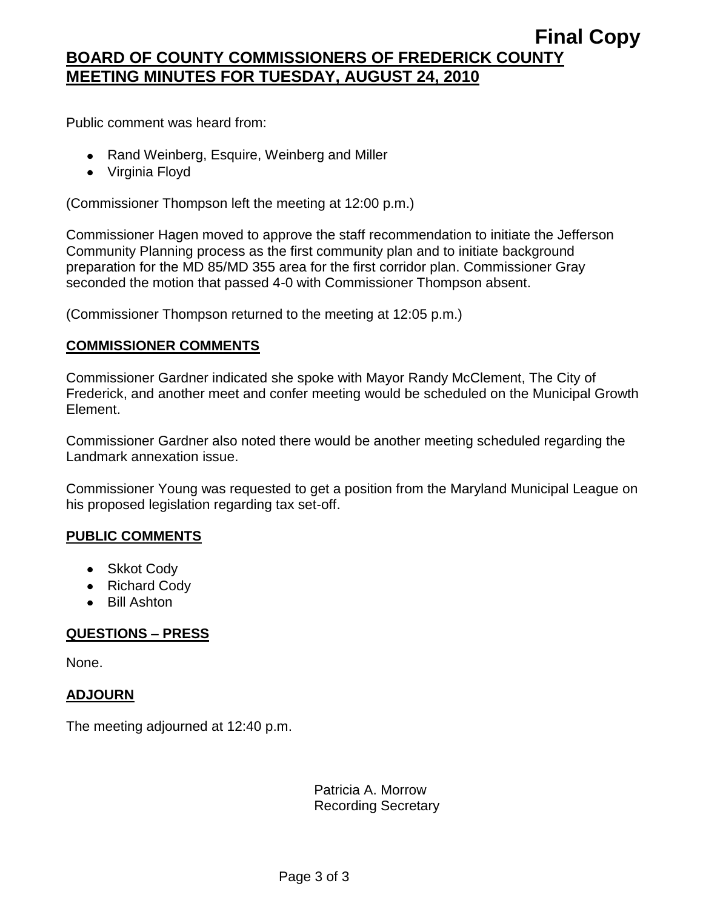**Final Copy**

**BOARD OF COUNTY COMMISSIONERS OF FREDERICK COUNTY**
**MEETING MINUTES FOR TUESDAY, AUGUST 24, 2010**

Public comment was heard from:

- Rand Weinberg, Esquire, Weinberg and Miller
- Virginia Floyd

(Commissioner Thompson left the meeting at 12:00 p.m.)

Commissioner Hagen moved to approve the staff recommendation to initiate the Jefferson Community Planning process as the first community plan and to initiate background preparation for the MD 85/MD 355 area for the first corridor plan. Commissioner Gray seconded the motion that passed 4-0 with Commissioner Thompson absent.

(Commissioner Thompson returned to the meeting at 12:05 p.m.)

## COMMISSIONER COMMENTS

Commissioner Gardner indicated she spoke with Mayor Randy McClement, The City of Frederick, and another meet and confer meeting would be scheduled on the Municipal Growth Element.

Commissioner Gardner also noted there would be another meeting scheduled regarding the Landmark annexation issue.

Commissioner Young was requested to get a position from the Maryland Municipal League on his proposed legislation regarding tax set-off.

## PUBLIC COMMENTS

- Skkot Cody
- Richard Cody
- Bill Ashton

## QUESTIONS – PRESS

None.

## ADJOURN

The meeting adjourned at 12:40 p.m.

Patricia A. Morrow
Recording Secretary